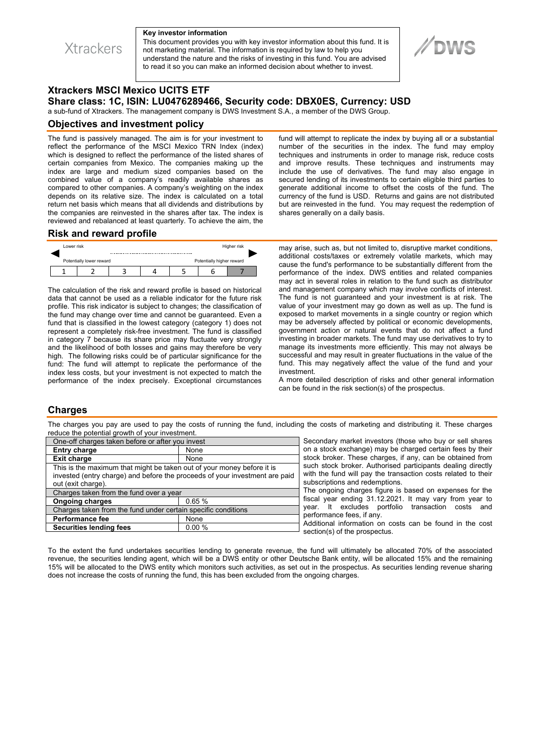Xtrackers

**Key investor information**

This document provides you with key investor information about this fund. It is not marketing material. The information is required by law to help you understand the nature and the risks of investing in this fund. You are advised to read it so you can make an informed decision about whether to invest.

DWS

# Xtrackers MSCI Mexico UCITS ETF

## Share class: 1C, ISIN: LU0476289466, Security code: DBX0ES, Currency: USD

a sub-fund of Xtrackers. The management company is DWS Investment S.A., a member of the DWS Group.

## Objectives and investment policy

The fund is passively managed. The aim is for your investment to reflect the performance of the MSCI Mexico TRN Index (index) which is designed to reflect the performance of the listed shares of certain companies from Mexico. The companies making up the index are large and medium sized companies based on the combined value of a company's readily available shares as compared to other companies. A company's weighting on the index depends on its relative size. The index is calculated on a total return net basis which means that all dividends and distributions by the companies are reinvested in the shares after tax. The index is reviewed and rebalanced at least quarterly. To achieve the aim, the fund will attempt to replicate the index by buying all or a substantial number of the securities in the index. The fund may employ techniques and instruments in order to manage risk, reduce costs and improve results. These techniques and instruments may include the use of derivatives. The fund may also engage in secured lending of its investments to certain eligible third parties to generate additional income to offset the costs of the fund. The currency of the fund is USD. Returns and gains are not distributed but are reinvested in the fund. You may request the redemption of shares generally on a daily basis.

## Risk and reward profile

| Lower risk | | | | | | Higher risk |
|---|---|---|---|---|---|---|
| Potentially lower reward | | | | | | Potentially higher reward |
| 1 | 2 | 3 | 4 | 5 | 6 | **7** |

The calculation of the risk and reward profile is based on historical data that cannot be used as a reliable indicator for the future risk profile. This risk indicator is subject to changes; the classification of the fund may change over time and cannot be guaranteed. Even a fund that is classified in the lowest category (category 1) does not represent a completely risk-free investment. The fund is classified in category 7 because its share price may fluctuate very strongly and the likelihood of both losses and gains may therefore be very high. The following risks could be of particular significance for the fund: The fund will attempt to replicate the performance of the index less costs, but your investment is not expected to match the performance of the index precisely. Exceptional circumstances may arise, such as, but not limited to, disruptive market conditions, additional costs/taxes or extremely volatile markets, which may cause the fund's performance to be substantially different from the performance of the index. DWS entities and related companies may act in several roles in relation to the fund such as distributor and management company which may involve conflicts of interest. The fund is not guaranteed and your investment is at risk. The value of your investment may go down as well as up. The fund is exposed to market movements in a single country or region which may be adversely affected by political or economic developments, government action or natural events that do not affect a fund investing in broader markets. The fund may use derivatives to try to manage its investments more efficiently. This may not always be successful and may result in greater fluctuations in the value of the fund. This may negatively affect the value of the fund and your investment.

A more detailed description of risks and other general information can be found in the risk section(s) of the prospectus.

## Charges

The charges you pay are used to pay the costs of running the fund, including the costs of marketing and distributing it. These charges reduce the potential growth of your investment.

| One-off charges taken before or after you invest | |
|---|---|
| **Entry charge** | None |
| **Exit charge** | None |
| This is the maximum that might be taken out of your money before it is invested (entry charge) and before the proceeds of your investment are paid out (exit charge). | |
| Charges taken from the fund over a year | |
| **Ongoing charges** | 0.65 % |
| Charges taken from the fund under certain specific conditions | |
| **Performance fee** | None |
| **Securities lending fees** | 0.00 % |

Secondary market investors (those who buy or sell shares on a stock exchange) may be charged certain fees by their stock broker. These charges, if any, can be obtained from such stock broker. Authorised participants dealing directly with the fund will pay the transaction costs related to their subscriptions and redemptions.

The ongoing charges figure is based on expenses for the fiscal year ending 31.12.2021. It may vary from year to year. It excludes portfolio transaction costs and performance fees, if any.

Additional information on costs can be found in the cost section(s) of the prospectus.

To the extent the fund undertakes securities lending to generate revenue, the fund will ultimately be allocated 70% of the associated revenue, the securities lending agent, which will be a DWS entity or other Deutsche Bank entity, will be allocated 15% and the remaining 15% will be allocated to the DWS entity which monitors such activities, as set out in the prospectus. As securities lending revenue sharing does not increase the costs of running the fund, this has been excluded from the ongoing charges.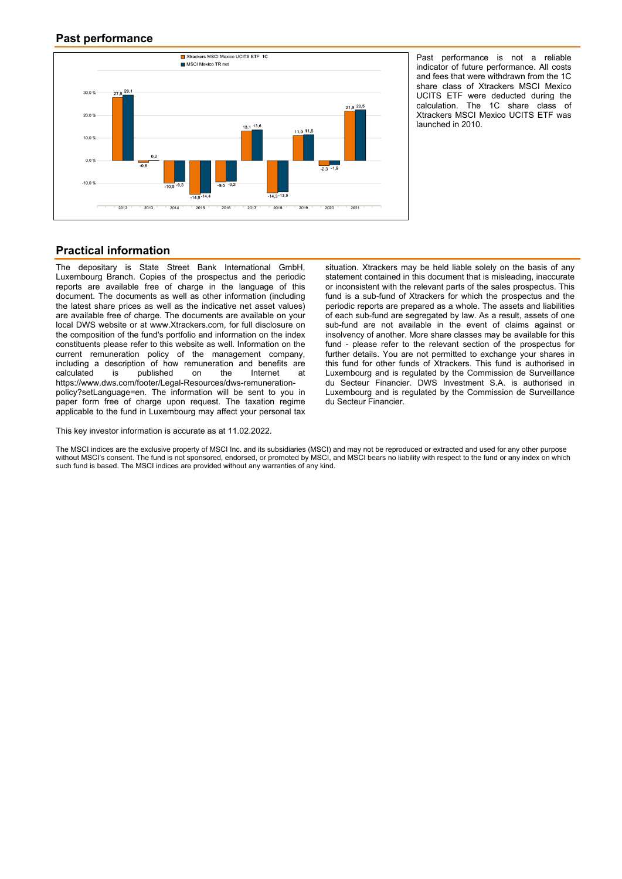## Past performance

Xtrackers MSCI Mexico UCITS ETF 1C
MSCI Mexico TR net

30,0 %
20,0 %
10,0 %
0,0 %
-10,0 %

27,9 29,1
-0,8 0,2
-10,0 -9,3
-14,9 -14,4
-9,5 -9,2
13,1 13,6
-14,3 -13,9
11,0 11,5
-2,3 -1,9
21,9 22,5

2012 2013 2014 2015 2016 2017 2018 2019 2020 2021

Past performance is not a reliable indicator of future performance. All costs and fees that were withdrawn from the 1C share class of Xtrackers MSCI Mexico UCITS ETF were deducted during the calculation. The 1C share class of Xtrackers MSCI Mexico UCITS ETF was launched in 2010.

## Practical information

The depositary is State Street Bank International GmbH, Luxembourg Branch. Copies of the prospectus and the periodic reports are available free of charge in the language of this document. The documents as well as other information (including the latest share prices as well as the indicative net asset values) are available free of charge. The documents are available on your local DWS website or at www.Xtrackers.com, for full disclosure on the composition of the fund's portfolio and information on the index constituents please refer to this website as well. Information on the current remuneration policy of the management company, including a description of how remuneration and benefits are calculated is published on the Internet at https://www.dws.com/footer/Legal-Resources/dws-remuneration-policy?setLanguage=en. The information will be sent to you in paper form free of charge upon request. The taxation regime applicable to the fund in Luxembourg may affect your personal tax situation. Xtrackers may be held liable solely on the basis of any statement contained in this document that is misleading, inaccurate or inconsistent with the relevant parts of the sales prospectus. This fund is a sub-fund of Xtrackers for which the prospectus and the periodic reports are prepared as a whole. The assets and liabilities of each sub-fund are segregated by law. As a result, assets of one sub-fund are not available in the event of claims against or insolvency of another. More share classes may be available for this fund - please refer to the relevant section of the prospectus for further details. You are not permitted to exchange your shares in this fund for other funds of Xtrackers. This fund is authorised in Luxembourg and is regulated by the Commission de Surveillance du Secteur Financier. DWS Investment S.A. is authorised in Luxembourg and is regulated by the Commission de Surveillance du Secteur Financier.

This key investor information is accurate as at 11.02.2022.

The MSCI indices are the exclusive property of MSCI Inc. and its subsidiaries (MSCI) and may not be reproduced or extracted and used for any other purpose without MSCI's consent. The fund is not sponsored, endorsed, or promoted by MSCI, and MSCI bears no liability with respect to the fund or any index on which such fund is based. The MSCI indices are provided without any warranties of any kind.